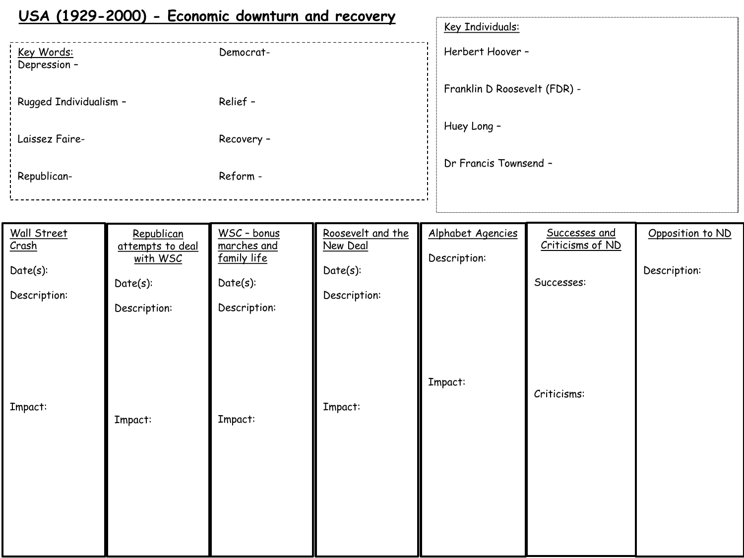# USA (1929-2000) - Economic downturn and recovery

**Key Words:**

Depression –

Rugged Individualism –

Laissez Faire-

Republican-

Democrat-

Relief –

Recovery –

Reform -

**Key Individuals:**

Herbert Hoover –

Franklin D Roosevelt (FDR) -

Huey Long –

Dr Francis Townsend –

| Wall Street Crash | Republican attempts to deal with WSC | WSC – bonus marches and family life | Roosevelt and the New Deal | Alphabet Agencies | Successes and Criticisms of ND | Opposition to ND |
|---|---|---|---|---|---|---|
| Date(s): | Date(s): | Date(s): | Date(s): | Description: | Successes: | Description: |
| Description: | Description: | Description: | Description: | Impact: | Criticisms: | |
| Impact: | Impact: | Impact: | Impact: | | | |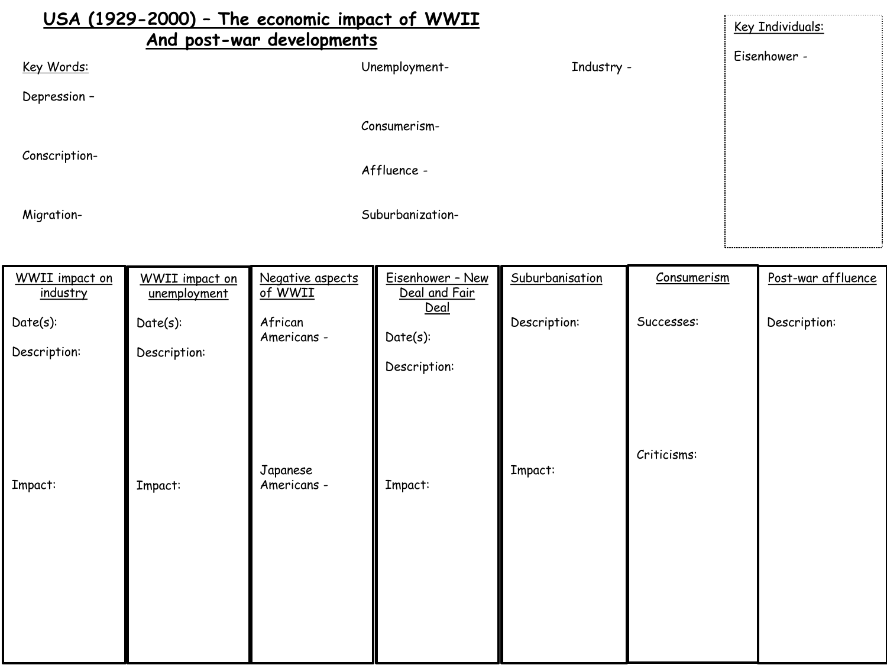# USA (1929-2000) – The economic impact of WWII And post-war developments

**Key Words:**

Depression –

Conscription-

Migration-

Unemployment-

Consumerism-

Affluence -

Suburbanization-

Industry -

**Key Individuals:**

Eisenhower -

| WWII impact on industry | WWII impact on unemployment | Negative aspects of WWII | Eisenhower – New Deal and Fair Deal | Suburbanisation | Consumerism | Post-war affluence |
|---|---|---|---|---|---|---|
| Date(s): | Date(s): | African Americans - | Date(s): | Description: | Successes: | Description: |
| Description: | Description: | | Description: | | | |
| | | | | | Criticisms: | |
| | | Japanese Americans - | | Impact: | | |
| Impact: | Impact: | | Impact: | | | |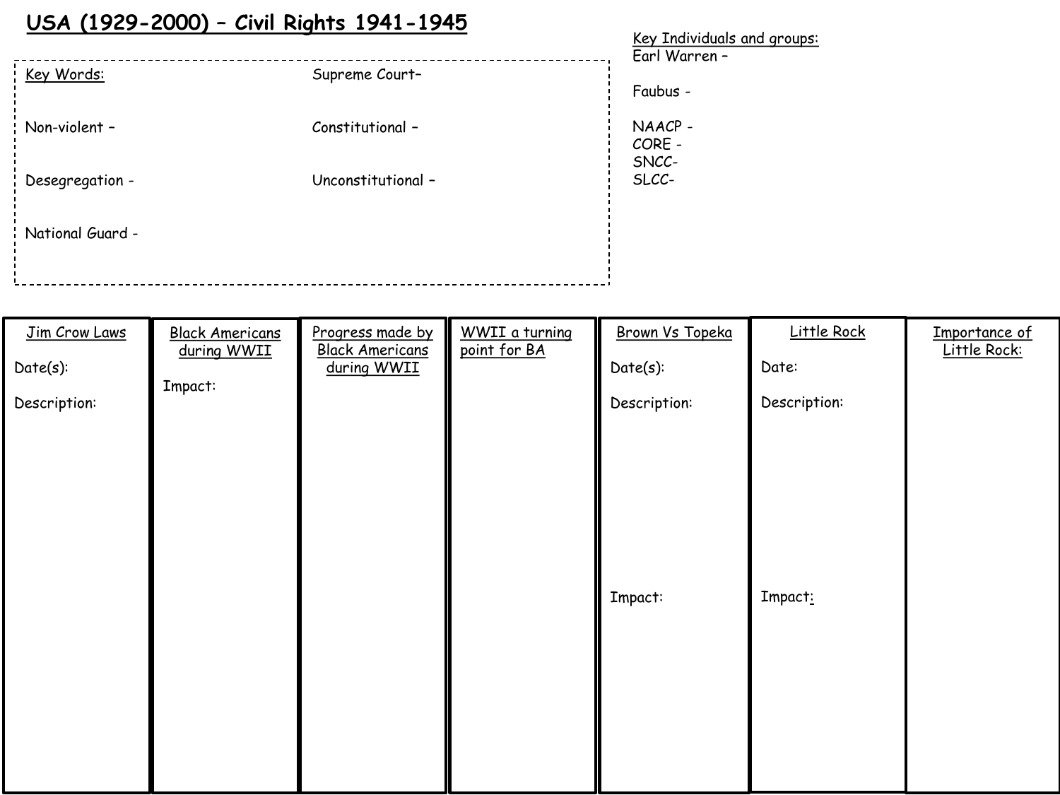# USA (1929-2000) – Civil Rights 1941-1945

**Key Words:**

Non-violent –

Desegregation -

National Guard -

Supreme Court–

Constitutional –

Unconstitutional –

**Key Individuals and groups:**

Earl Warren –

Faubus -

NAACP -
CORE -
SNCC-
SLCC-

| Jim Crow Laws | Black Americans during WWII | Progress made by Black Americans during WWII | WWII a turning point for BA | Brown Vs Topeka | Little Rock | Importance of Little Rock: |
|---|---|---|---|---|---|---|
| Date(s): | Impact: | | | Date(s): | Date: | |
| Description: | | | | Description: | Description: | |
| | | | | Impact: | Impact: | |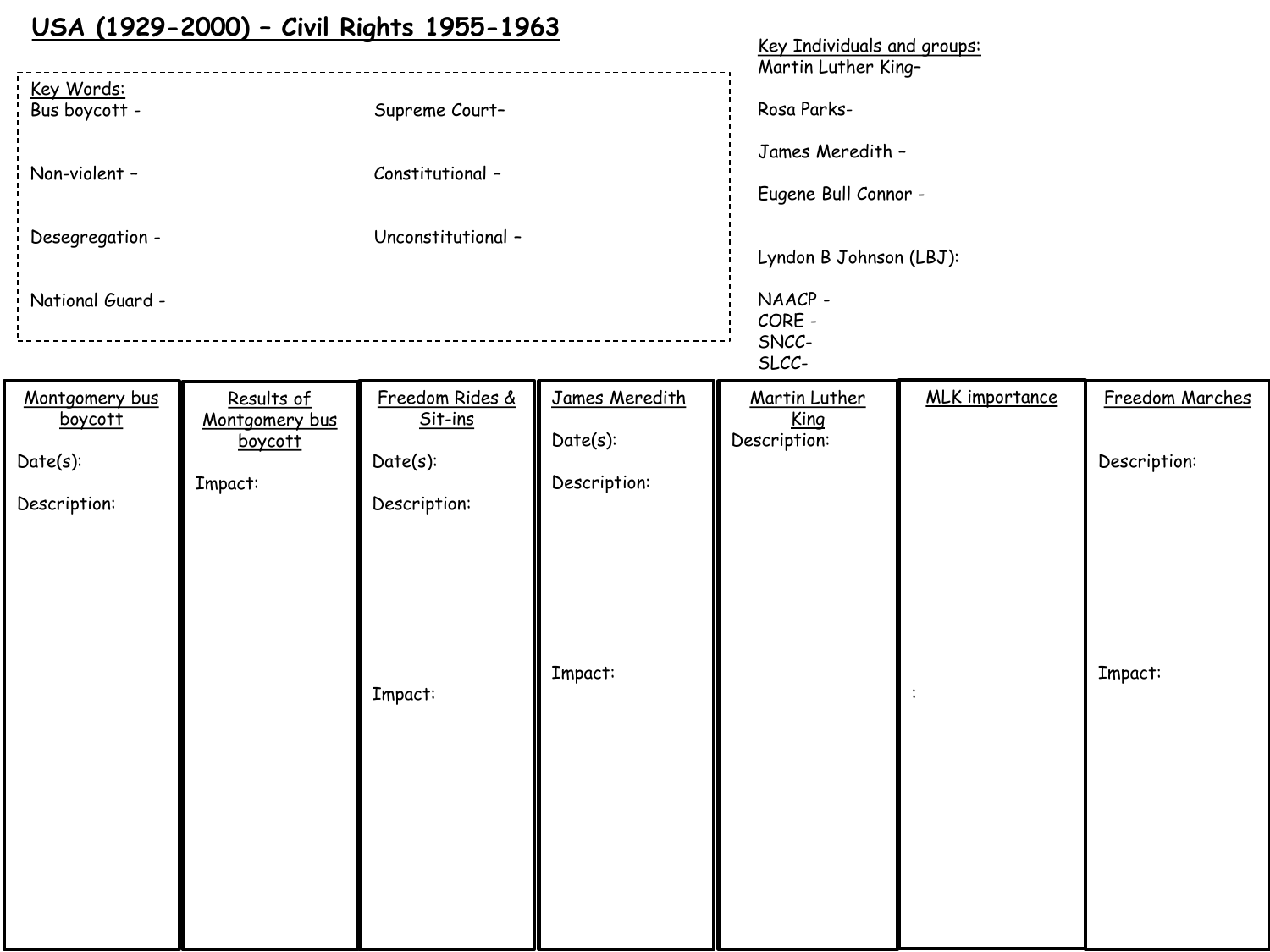# USA (1929-2000) – Civil Rights 1955-1963

**Key Words:**

Bus boycott -

Non-violent –

Desegregation -

National Guard -

Supreme Court–

Constitutional –

Unconstitutional –

**Key Individuals and groups:**

Martin Luther King–

Rosa Parks-

James Meredith –

Eugene Bull Connor -

Lyndon B Johnson (LBJ):

NAACP -
CORE -
SNCC-
SLCC-

| Montgomery bus boycott | Results of Montgomery bus boycott | Freedom Rides & Sit-ins | James Meredith | Martin Luther King | MLK importance | Freedom Marches |
|---|---|---|---|---|---|---|
| Date(s):<br><br>Description: | Impact: | Date(s):<br><br>Description:<br><br>Impact: | Date(s):<br><br>Description:<br><br>Impact: | Description: | : | Description:<br><br>Impact: |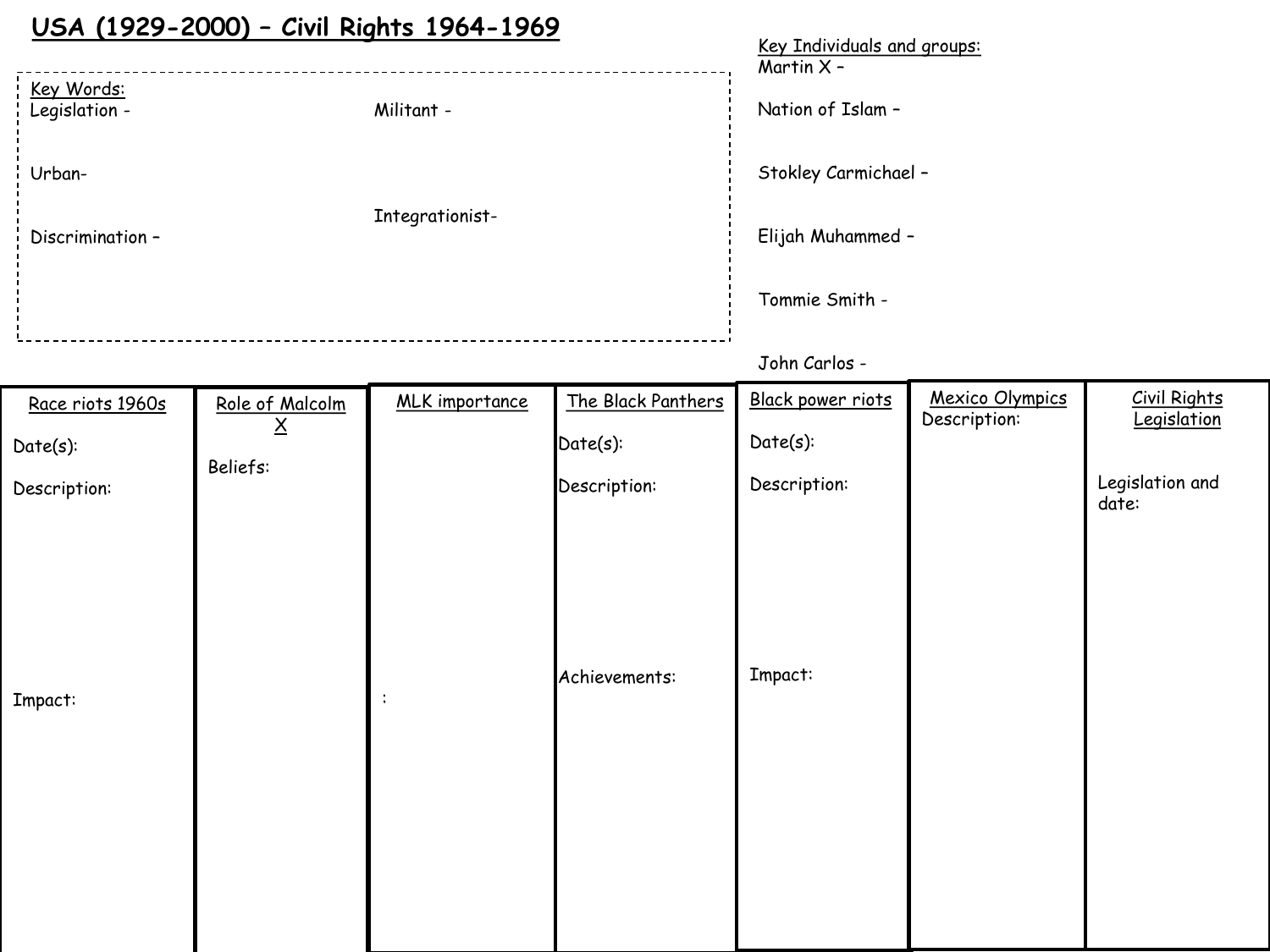# USA (1929-2000) – Civil Rights 1964-1969

**Key Words:**

Legislation -

Militant -

Urban-

Integrationist-

Discrimination –

**Key Individuals and groups:**

Martin X –

Nation of Islam –

Stokley Carmichael –

Elijah Muhammed –

Tommie Smith -

John Carlos -

| Race riots 1960s | Role of Malcolm X | MLK importance | The Black Panthers | Black power riots | Mexico Olympics | Civil Rights Legislation |
|---|---|---|---|---|---|---|
| Date(s):<br><br>Description:<br><br>Impact: | Beliefs: | : | Date(s):<br><br>Description:<br><br>Achievements: | Date(s):<br><br>Description:<br><br>Impact: | Description: | Legislation and date: |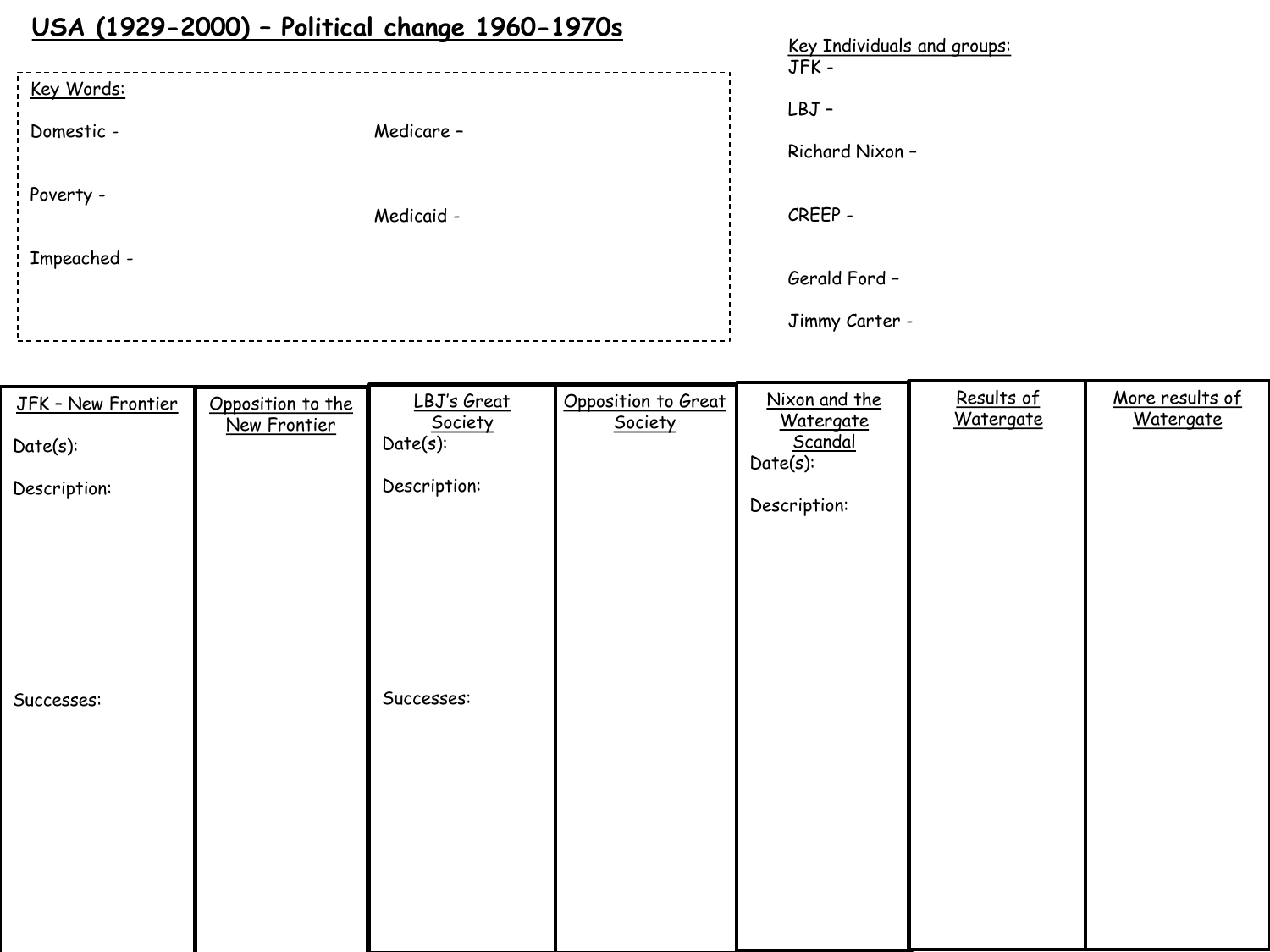# USA (1929-2000) – Political change 1960-1970s

**Key Words:**

Domestic -

Poverty -

Impeached -

Medicare –

Medicaid -

**Key Individuals and groups:**

JFK -

LBJ –

Richard Nixon –

CREEP -

Gerald Ford –

Jimmy Carter -

| JFK – New Frontier | Opposition to the New Frontier | LBJ's Great Society | Opposition to Great Society | Nixon and the Watergate Scandal | Results of Watergate | More results of Watergate |
|---|---|---|---|---|---|---|
| Date(s): | | Date(s): | | Date(s): | | |
| Description: | | Description: | | Description: | | |
| Successes: | | Successes: | | | | |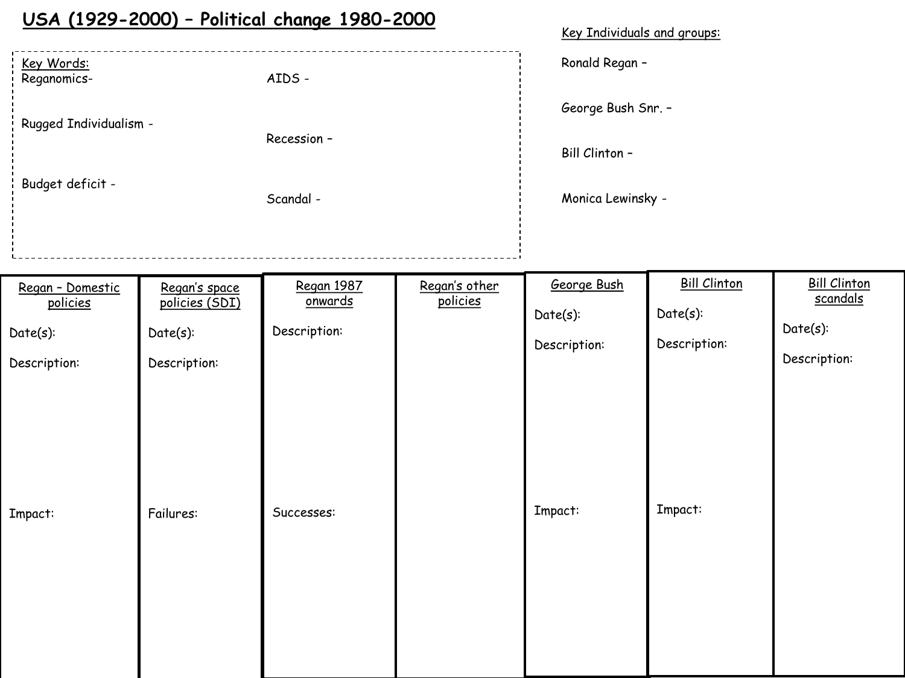# USA (1929-2000) – Political change 1980-2000

**Key Words:**

Reganomics-

Rugged Individualism -

Budget deficit -

AIDS -

Recession –

Scandal -

**Key Individuals and groups:**

Ronald Regan –

George Bush Snr. –

Bill Clinton –

Monica Lewinsky -

| Regan – Domestic policies | Regan's space policies (SDI) | Regan 1987 onwards | Regan's other policies | George Bush | Bill Clinton | Bill Clinton scandals |
|---|---|---|---|---|---|---|
| Date(s): | Date(s): | Description: | | Date(s): | Date(s): | Date(s): |
| Description: | Description: | | | Description: | Description: | Description: |
| Impact: | Failures: | Successes: | | Impact: | Impact: | |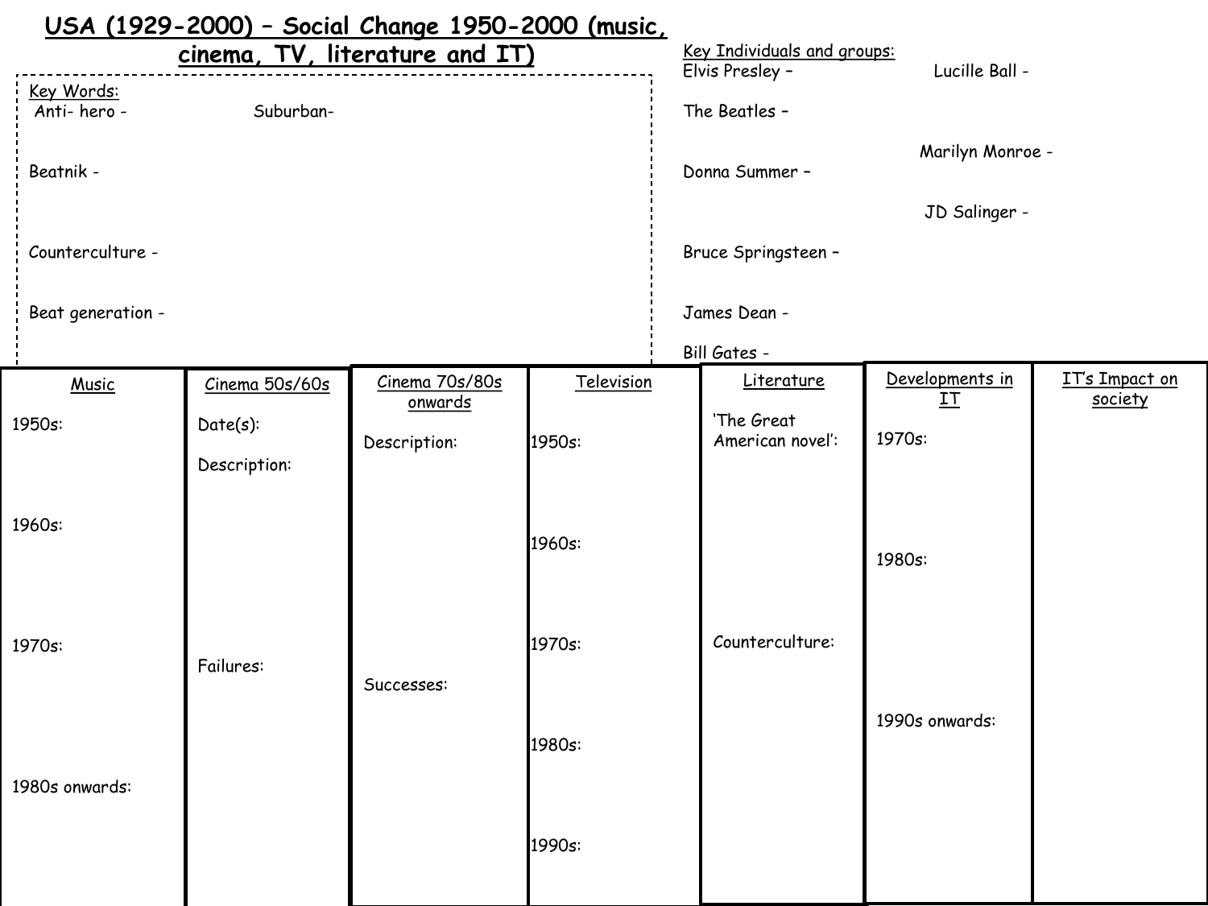# USA (1929-2000) – Social Change 1950-2000 (music, cinema, TV, literature and IT)

**Key Words:**

Anti- hero -

Suburban-

Beatnik -

Counterculture -

Beat generation -

**Key Individuals and groups:**

Elvis Presley –

Lucille Ball -

The Beatles –

Marilyn Monroe -

Donna Summer –

JD Salinger -

Bruce Springsteen –

James Dean -

Bill Gates -

| Music | Cinema 50s/60s | Cinema 70s/80s onwards | Television | Literature | Developments in IT | IT's Impact on society |
|---|---|---|---|---|---|---|
| 1950s: | Date(s): | Description: | 1950s: | 'The Great American novel': | 1970s: | |
| | Description: | | | | | |
| 1960s: | | | 1960s: | | 1980s: | |
| 1970s: | Failures: | Successes: | 1970s: | Counterculture: | | |
| | | | 1980s: | | 1990s onwards: | |
| 1980s onwards: | | | 1990s: | | | |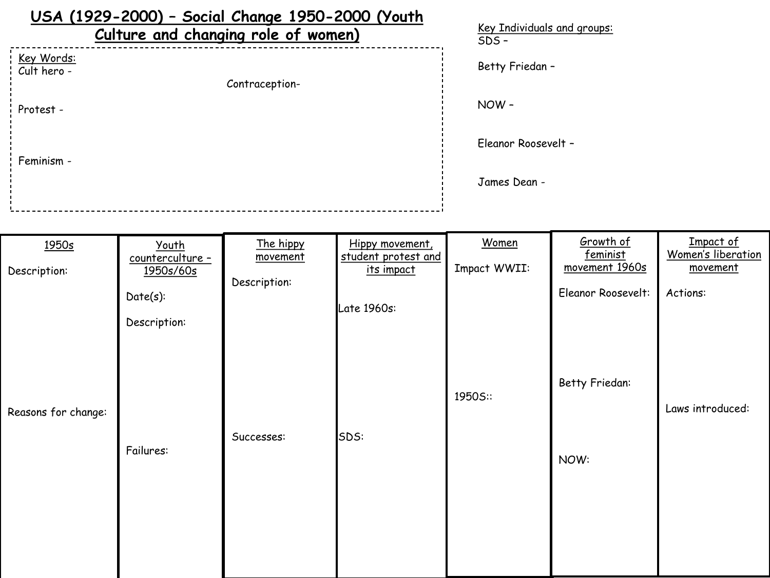# USA (1929-2000) – Social Change 1950-2000 (Youth Culture and changing role of women)

**Key Words:**

Cult hero -

Contraception-

Protest -

Feminism -

**Key Individuals and groups:**

SDS –

Betty Friedan –

NOW –

Eleanor Roosevelt –

James Dean -

| 1950s | Youth counterculture – 1950s/60s | The hippy movement | Hippy movement, student protest and its impact | Women | Growth of feminist movement 1960s | Impact of Women's liberation movement |
|---|---|---|---|---|---|---|
| Description:<br><br>Reasons for change: | Date(s):<br><br>Description:<br><br>Failures: | Description:<br><br>Successes: | Late 1960s:<br><br>SDS: | Impact WWII:<br><br>1950S:: | Eleanor Roosevelt:<br><br>Betty Friedan:<br><br>NOW: | Actions:<br><br>Laws introduced: |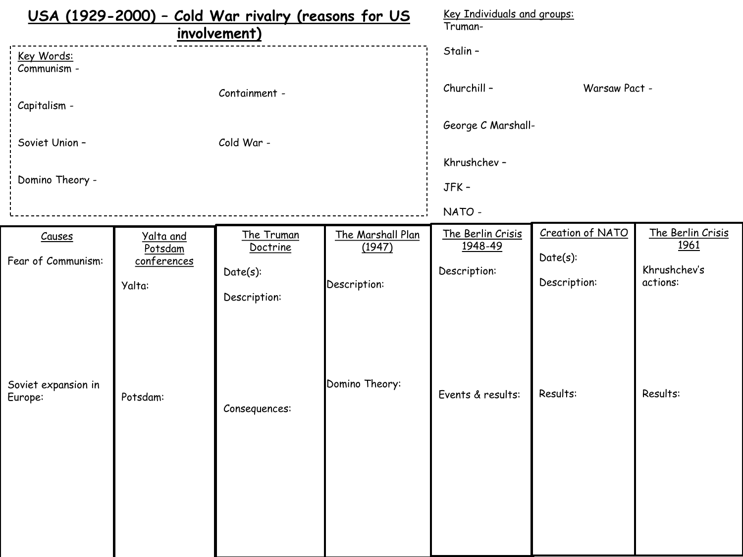# USA (1929-2000) – Cold War rivalry (reasons for US involvement)

**Key Words:**

Communism -

Capitalism -

Soviet Union –

Domino Theory -

Containment -

Cold War -

**Key Individuals and groups:**

Truman-

Stalin –

Churchill –

George C Marshall-

Khrushchev –

JFK –

NATO -

Warsaw Pact -

| Causes | Yalta and Potsdam conferences | The Truman Doctrine | The Marshall Plan (1947) | The Berlin Crisis 1948-49 | Creation of NATO | The Berlin Crisis 1961 |
|---|---|---|---|---|---|---|
| Fear of Communism: | Yalta: | Date(s): | Description: | Description: | Date(s): | Khrushchev's actions: |
| | | Description: | | | Description: | |
| Soviet expansion in Europe: | Potsdam: | Consequences: | Domino Theory: | Events & results: | Results: | Results: |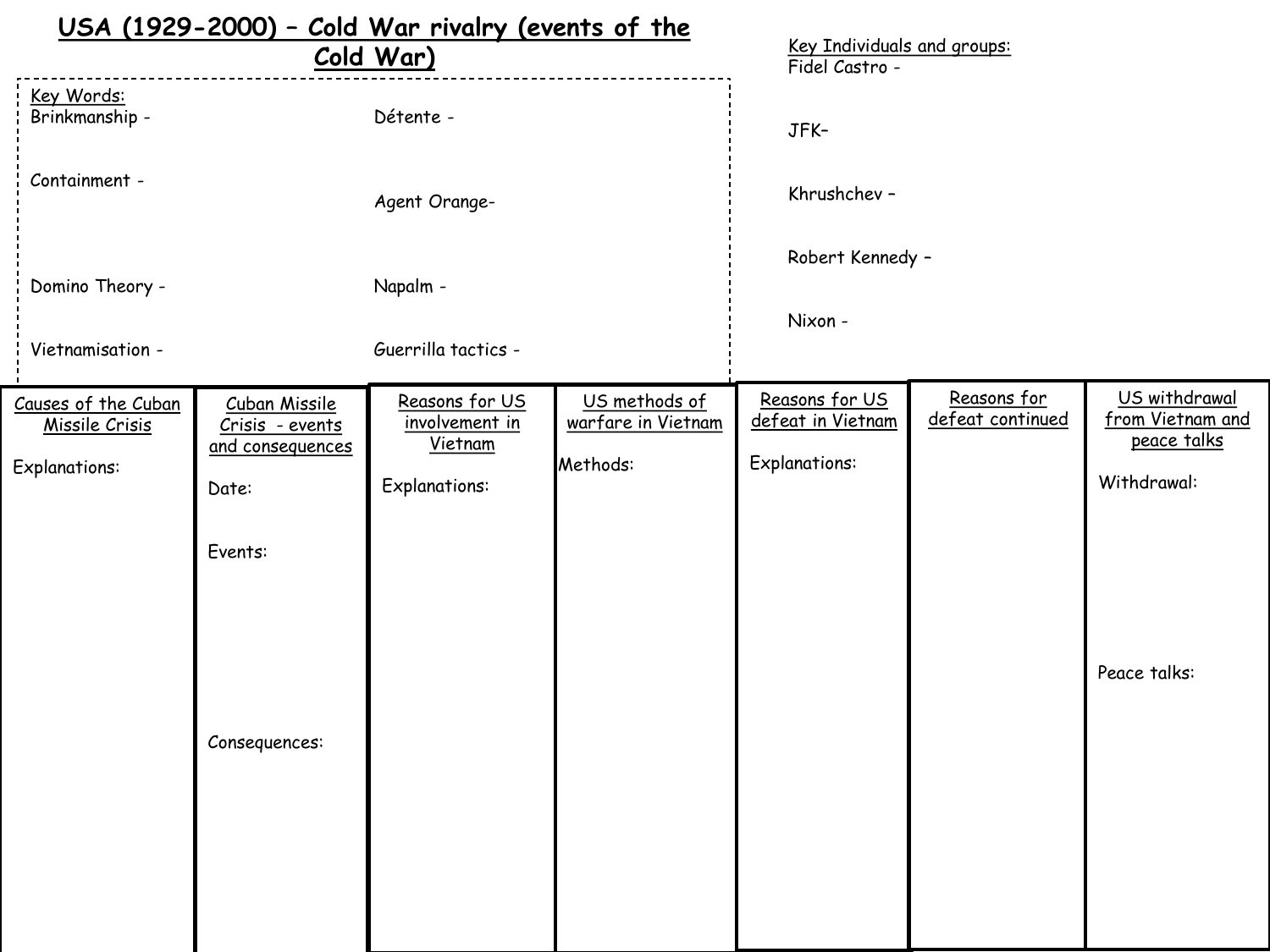# USA (1929-2000) – Cold War rivalry (events of the Cold War)

**Key Words:**

Brinkmanship -

Containment -

Domino Theory -

Vietnamisation -

Détente -

Agent Orange-

Napalm -

Guerrilla tactics -

**Key Individuals and groups:**

Fidel Castro -

JFK–

Khrushchev –

Robert Kennedy –

Nixon -

| Causes of the Cuban Missile Crisis | Cuban Missile Crisis - events and consequences | Reasons for US involvement in Vietnam | US methods of warfare in Vietnam | Reasons for US defeat in Vietnam | Reasons for defeat continued | US withdrawal from Vietnam and peace talks |
|---|---|---|---|---|---|---|
| Explanations: | Date:<br><br>Events:<br><br>Consequences: | Explanations: | Methods: | Explanations: | | Withdrawal:<br><br>Peace talks: |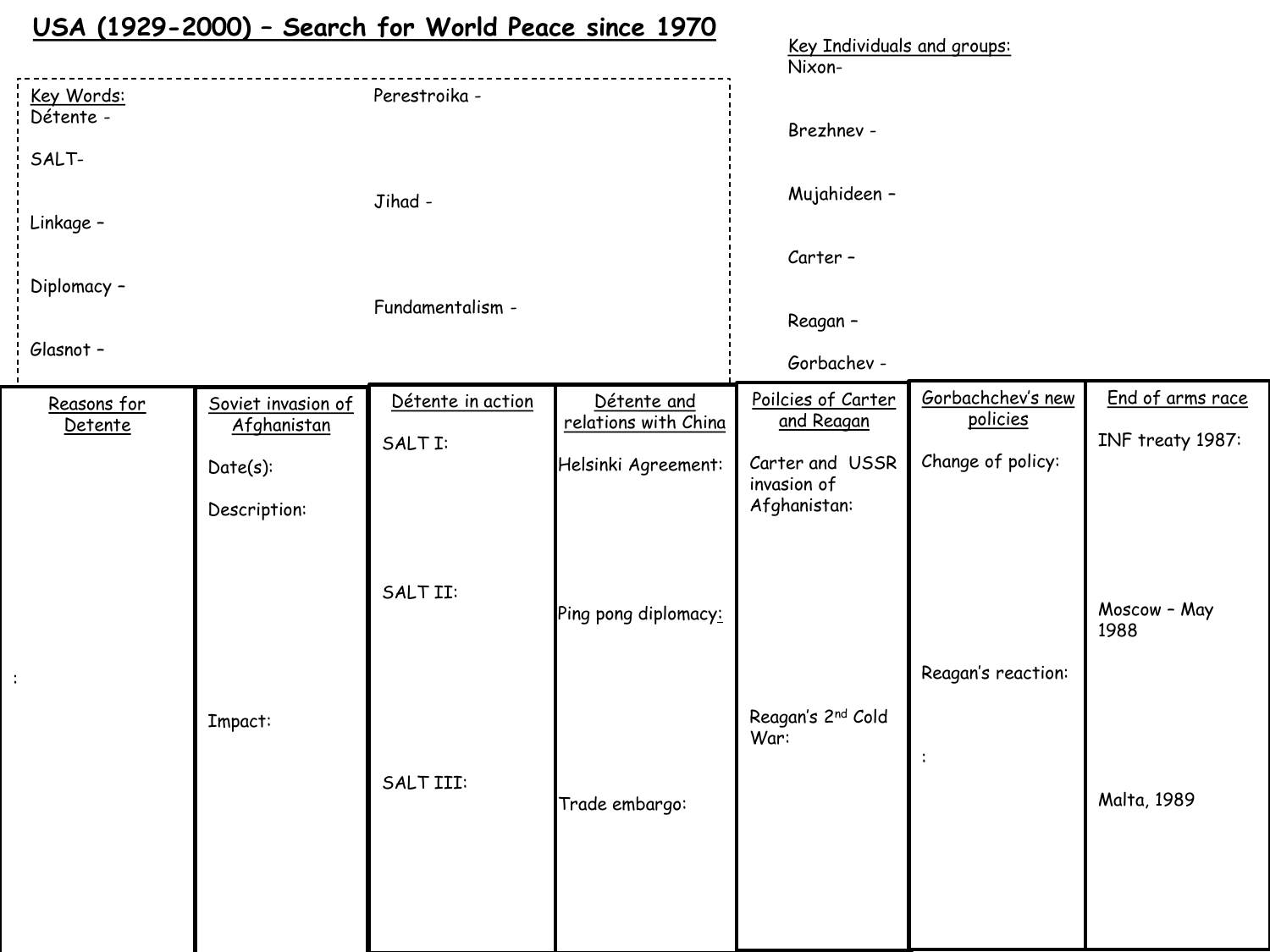# USA (1929-2000) – Search for World Peace since 1970

**Key Words:**

Détente -

SALT-

Linkage –

Diplomacy –

Glasnot –

Perestroika -

Jihad -

Fundamentalism -

**Key Individuals and groups:**

Nixon-

Brezhnev -

Mujahideen –

Carter –

Reagan –

Gorbachev -

| Reasons for Detente | Soviet invasion of Afghanistan | Détente in action | Détente and relations with China | Poilcies of Carter and Reagan | Gorbachchev's new policies | End of arms race |
|---|---|---|---|---|---|---|
| : | Date(s):<br><br>Description:<br><br>Impact: | SALT I:<br><br>SALT II:<br><br>SALT III: | Helsinki Agreement:<br><br>Ping pong diplomacy:<br><br>Trade embargo: | Carter and USSR invasion of Afghanistan:<br><br>Reagan's 2nd Cold War: | Change of policy:<br><br>Reagan's reaction:<br><br>: | INF treaty 1987:<br><br>Moscow – May 1988<br><br>Malta, 1989 |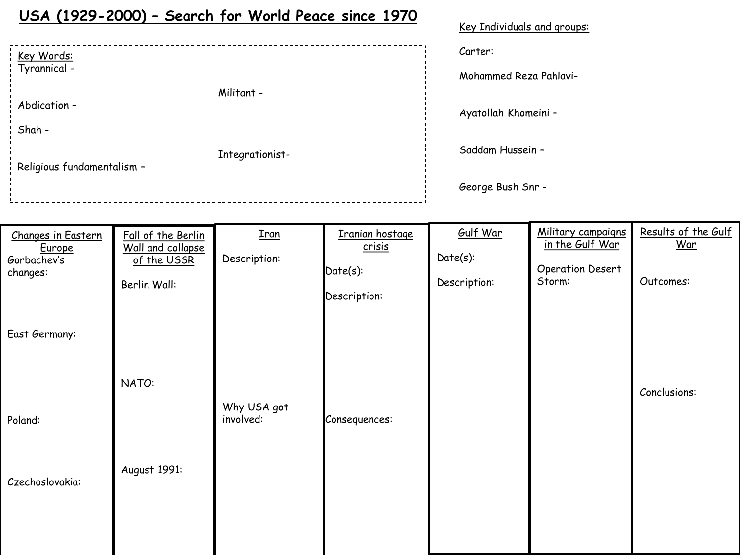# USA (1929-2000) – Search for World Peace since 1970

**Key Words:**

Tyrannical -

Abdication –

Shah -

Religious fundamentalism –

Militant -

Integrationist-

**Key Individuals and groups:**

Carter:

Mohammed Reza Pahlavi-

Ayatollah Khomeini –

Saddam Hussein –

George Bush Snr -

| Changes in Eastern Europe | Fall of the Berlin Wall and collapse of the USSR | Iran | Iranian hostage crisis | Gulf War | Military campaigns in the Gulf War | Results of the Gulf War |
|---|---|---|---|---|---|---|
| Gorbachev's changes: | Berlin Wall: | Description: | Date(s): | Date(s): | Operation Desert Storm: | Outcomes: |
| East Germany: | NATO: | Why USA got involved: | Description: | Description: | | Conclusions: |
| Poland: | August 1991: | | Consequences: | | | |
| Czechoslovakia: | | | | | | |